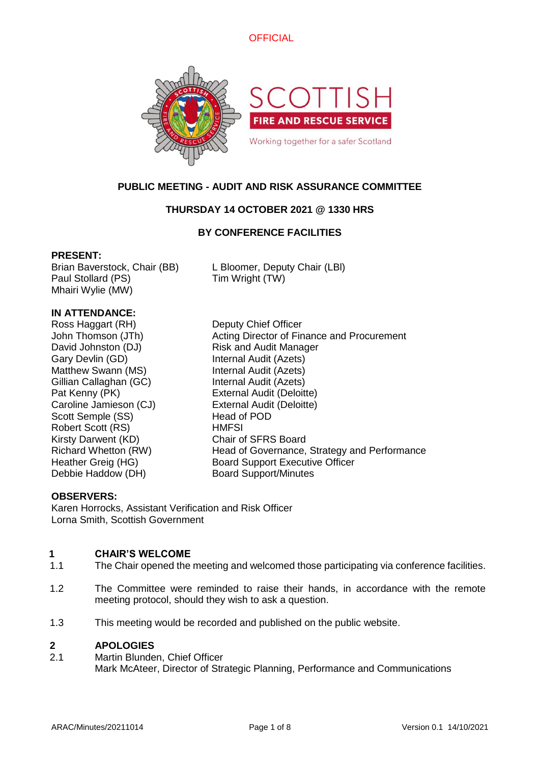OFFICIAL

SCOTTISH
FIRE AND RESCUE SERVICE
Working together for a safer Scotland

# PUBLIC MEETING - AUDIT AND RISK ASSURANCE COMMITTEE

## THURSDAY 14 OCTOBER 2021 @ 1330 HRS

## BY CONFERENCE FACILITIES

**PRESENT:**

Brian Baverstock, Chair (BB)
L Bloomer, Deputy Chair (LBl)
Paul Stollard (PS)
Tim Wright (TW)
Mhairi Wylie (MW)

**IN ATTENDANCE:**

| | |
|---|---|
| Ross Haggart (RH) | Deputy Chief Officer |
| John Thomson (JTh) | Acting Director of Finance and Procurement |
| David Johnston (DJ) | Risk and Audit Manager |
| Gary Devlin (GD) | Internal Audit (Azets) |
| Matthew Swann (MS) | Internal Audit (Azets) |
| Gillian Callaghan (GC) | Internal Audit (Azets) |
| Pat Kenny (PK) | External Audit (Deloitte) |
| Caroline Jamieson (CJ) | External Audit (Deloitte) |
| Scott Semple (SS) | Head of POD |
| Robert Scott (RS) | HMFSI |
| Kirsty Darwent (KD) | Chair of SFRS Board |
| Richard Whetton (RW) | Head of Governance, Strategy and Performance |
| Heather Greig (HG) | Board Support Executive Officer |
| Debbie Haddow (DH) | Board Support/Minutes |

**OBSERVERS:**

Karen Horrocks, Assistant Verification and Risk Officer
Lorna Smith, Scottish Government

**1 CHAIR'S WELCOME**

1.1 The Chair opened the meeting and welcomed those participating via conference facilities.

1.2 The Committee were reminded to raise their hands, in accordance with the remote meeting protocol, should they wish to ask a question.

1.3 This meeting would be recorded and published on the public website.

**2 APOLOGIES**

2.1 Martin Blunden, Chief Officer
Mark McAteer, Director of Strategic Planning, Performance and Communications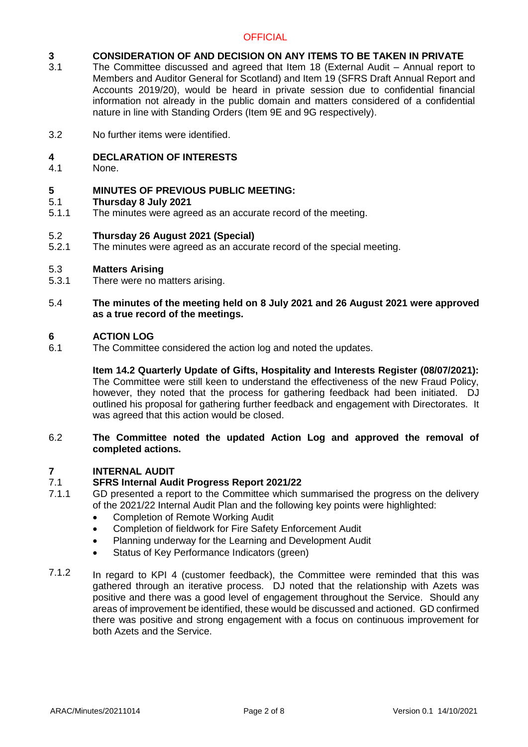## 3 CONSIDERATION OF AND DECISION ON ANY ITEMS TO BE TAKEN IN PRIVATE

3.1 The Committee discussed and agreed that Item 18 (External Audit – Annual report to Members and Auditor General for Scotland) and Item 19 (SFRS Draft Annual Report and Accounts 2019/20), would be heard in private session due to confidential financial information not already in the public domain and matters considered of a confidential nature in line with Standing Orders (Item 9E and 9G respectively).

3.2 No further items were identified.

## 4 DECLARATION OF INTERESTS

4.1 None.

## 5 MINUTES OF PREVIOUS PUBLIC MEETING:

### 5.1 Thursday 8 July 2021

5.1.1 The minutes were agreed as an accurate record of the meeting.

### 5.2 Thursday 26 August 2021 (Special)

5.2.1 The minutes were agreed as an accurate record of the special meeting.

### 5.3 Matters Arising

5.3.1 There were no matters arising.

5.4 **The minutes of the meeting held on 8 July 2021 and 26 August 2021 were approved as a true record of the meetings.**

## 6 ACTION LOG

6.1 The Committee considered the action log and noted the updates.

**Item 14.2 Quarterly Update of Gifts, Hospitality and Interests Register (08/07/2021):** The Committee were still keen to understand the effectiveness of the new Fraud Policy, however, they noted that the process for gathering feedback had been initiated. DJ outlined his proposal for gathering further feedback and engagement with Directorates. It was agreed that this action would be closed.

6.2 **The Committee noted the updated Action Log and approved the removal of completed actions.**

## 7 INTERNAL AUDIT

### 7.1 SFRS Internal Audit Progress Report 2021/22

7.1.1 GD presented a report to the Committee which summarised the progress on the delivery of the 2021/22 Internal Audit Plan and the following key points were highlighted:

- Completion of Remote Working Audit
- Completion of fieldwork for Fire Safety Enforcement Audit
- Planning underway for the Learning and Development Audit
- Status of Key Performance Indicators (green)

7.1.2 In regard to KPI 4 (customer feedback), the Committee were reminded that this was gathered through an iterative process. DJ noted that the relationship with Azets was positive and there was a good level of engagement throughout the Service. Should any areas of improvement be identified, these would be discussed and actioned. GD confirmed there was positive and strong engagement with a focus on continuous improvement for both Azets and the Service.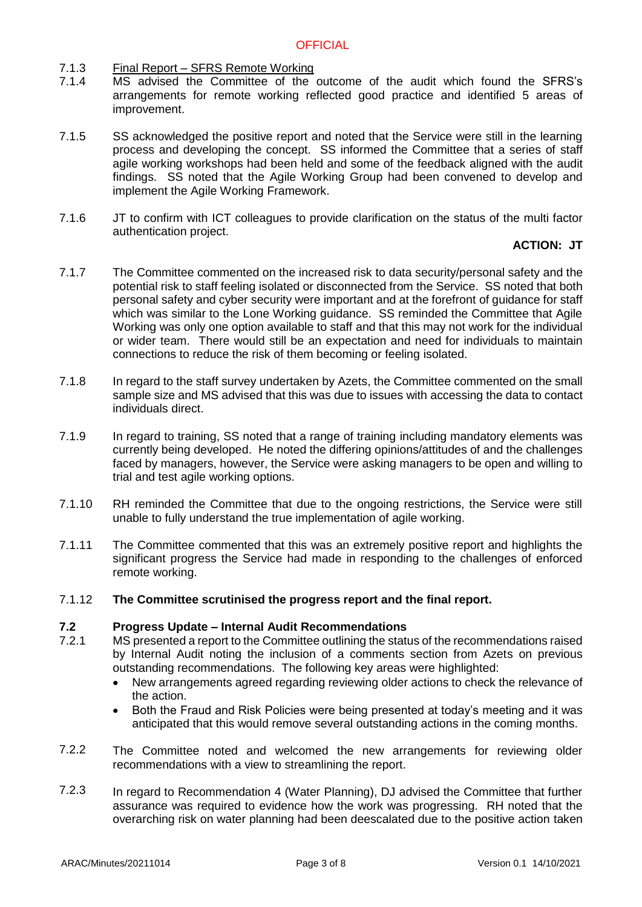7.1.3 Final Report – SFRS Remote Working

7.1.4 MS advised the Committee of the outcome of the audit which found the SFRS's arrangements for remote working reflected good practice and identified 5 areas of improvement.

7.1.5 SS acknowledged the positive report and noted that the Service were still in the learning process and developing the concept. SS informed the Committee that a series of staff agile working workshops had been held and some of the feedback aligned with the audit findings. SS noted that the Agile Working Group had been convened to develop and implement the Agile Working Framework.

7.1.6 JT to confirm with ICT colleagues to provide clarification on the status of the multi factor authentication project.

**ACTION: JT**

7.1.7 The Committee commented on the increased risk to data security/personal safety and the potential risk to staff feeling isolated or disconnected from the Service. SS noted that both personal safety and cyber security were important and at the forefront of guidance for staff which was similar to the Lone Working guidance. SS reminded the Committee that Agile Working was only one option available to staff and that this may not work for the individual or wider team. There would still be an expectation and need for individuals to maintain connections to reduce the risk of them becoming or feeling isolated.

7.1.8 In regard to the staff survey undertaken by Azets, the Committee commented on the small sample size and MS advised that this was due to issues with accessing the data to contact individuals direct.

7.1.9 In regard to training, SS noted that a range of training including mandatory elements was currently being developed. He noted the differing opinions/attitudes of and the challenges faced by managers, however, the Service were asking managers to be open and willing to trial and test agile working options.

7.1.10 RH reminded the Committee that due to the ongoing restrictions, the Service were still unable to fully understand the true implementation of agile working.

7.1.11 The Committee commented that this was an extremely positive report and highlights the significant progress the Service had made in responding to the challenges of enforced remote working.

7.1.12 **The Committee scrutinised the progress report and the final report.**

## 7.2 Progress Update – Internal Audit Recommendations

7.2.1 MS presented a report to the Committee outlining the status of the recommendations raised by Internal Audit noting the inclusion of a comments section from Azets on previous outstanding recommendations. The following key areas were highlighted:

- New arrangements agreed regarding reviewing older actions to check the relevance of the action.
- Both the Fraud and Risk Policies were being presented at today's meeting and it was anticipated that this would remove several outstanding actions in the coming months.

7.2.2 The Committee noted and welcomed the new arrangements for reviewing older recommendations with a view to streamlining the report.

7.2.3 In regard to Recommendation 4 (Water Planning), DJ advised the Committee that further assurance was required to evidence how the work was progressing. RH noted that the overarching risk on water planning had been deescalated due to the positive action taken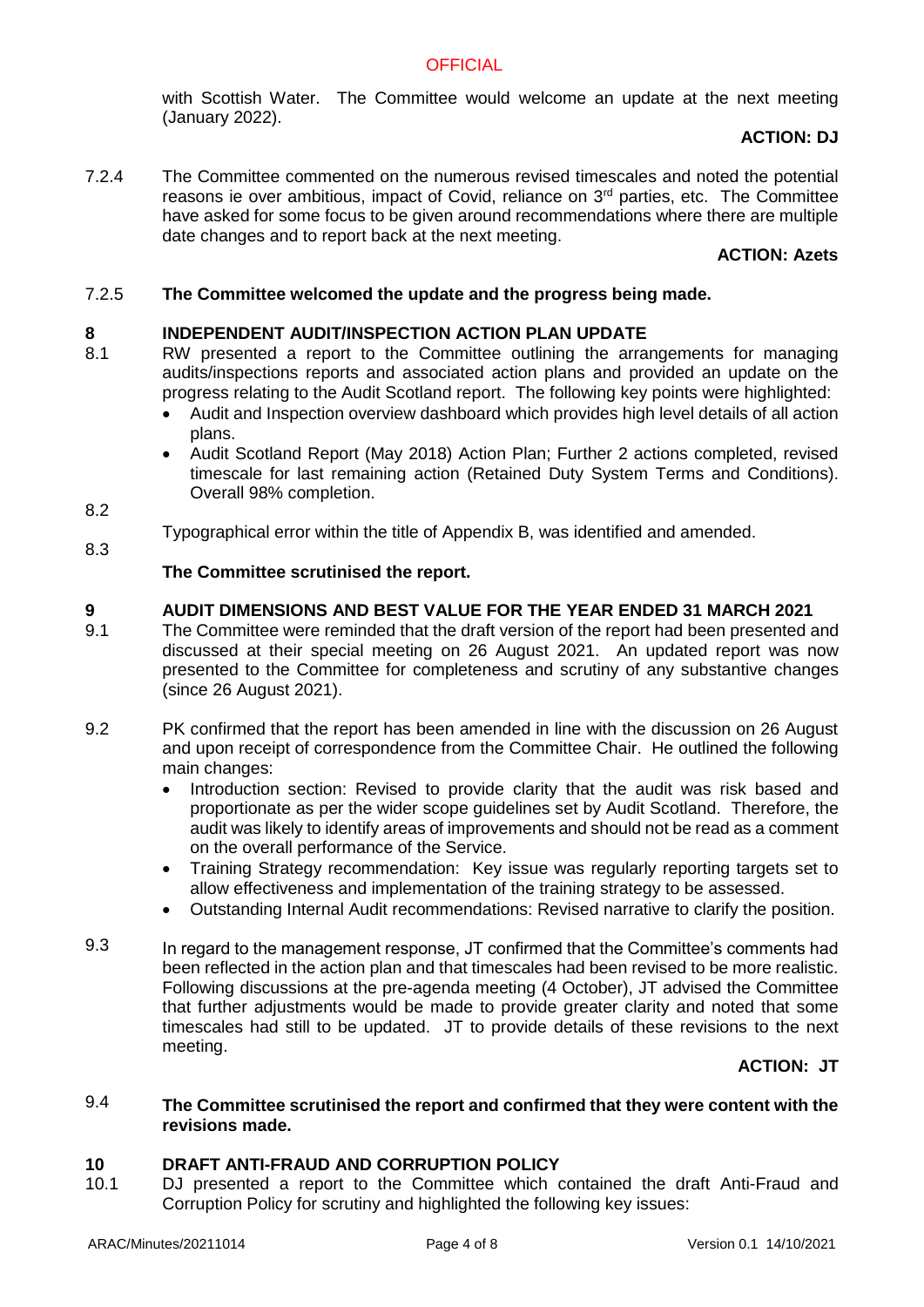with Scottish Water. The Committee would welcome an update at the next meeting (January 2022).

**ACTION: DJ**

7.2.4 The Committee commented on the numerous revised timescales and noted the potential reasons ie over ambitious, impact of Covid, reliance on 3rd parties, etc. The Committee have asked for some focus to be given around recommendations where there are multiple date changes and to report back at the next meeting.

**ACTION: Azets**

7.2.5 **The Committee welcomed the update and the progress being made.**

## 8 INDEPENDENT AUDIT/INSPECTION ACTION PLAN UPDATE

8.1 RW presented a report to the Committee outlining the arrangements for managing audits/inspections reports and associated action plans and provided an update on the progress relating to the Audit Scotland report. The following key points were highlighted:

- Audit and Inspection overview dashboard which provides high level details of all action plans.
- Audit Scotland Report (May 2018) Action Plan; Further 2 actions completed, revised timescale for last remaining action (Retained Duty System Terms and Conditions). Overall 98% completion.

8.2 Typographical error within the title of Appendix B, was identified and amended.

8.3 **The Committee scrutinised the report.**

## 9 AUDIT DIMENSIONS AND BEST VALUE FOR THE YEAR ENDED 31 MARCH 2021

9.1 The Committee were reminded that the draft version of the report had been presented and discussed at their special meeting on 26 August 2021. An updated report was now presented to the Committee for completeness and scrutiny of any substantive changes (since 26 August 2021).

9.2 PK confirmed that the report has been amended in line with the discussion on 26 August and upon receipt of correspondence from the Committee Chair. He outlined the following main changes:

- Introduction section: Revised to provide clarity that the audit was risk based and proportionate as per the wider scope guidelines set by Audit Scotland. Therefore, the audit was likely to identify areas of improvements and should not be read as a comment on the overall performance of the Service.
- Training Strategy recommendation: Key issue was regularly reporting targets set to allow effectiveness and implementation of the training strategy to be assessed.
- Outstanding Internal Audit recommendations: Revised narrative to clarify the position.

9.3 In regard to the management response, JT confirmed that the Committee's comments had been reflected in the action plan and that timescales had been revised to be more realistic. Following discussions at the pre-agenda meeting (4 October), JT advised the Committee that further adjustments would be made to provide greater clarity and noted that some timescales had still to be updated. JT to provide details of these revisions to the next meeting.

**ACTION: JT**

9.4 **The Committee scrutinised the report and confirmed that they were content with the revisions made.**

## 10 DRAFT ANTI-FRAUD AND CORRUPTION POLICY

10.1 DJ presented a report to the Committee which contained the draft Anti-Fraud and Corruption Policy for scrutiny and highlighted the following key issues: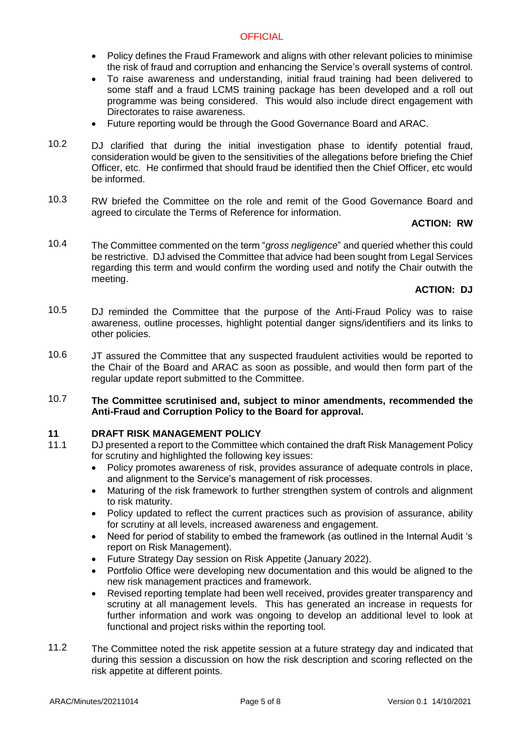- Policy defines the Fraud Framework and aligns with other relevant policies to minimise the risk of fraud and corruption and enhancing the Service's overall systems of control.
- To raise awareness and understanding, initial fraud training had been delivered to some staff and a fraud LCMS training package has been developed and a roll out programme was being considered. This would also include direct engagement with Directorates to raise awareness.
- Future reporting would be through the Good Governance Board and ARAC.

10.2 DJ clarified that during the initial investigation phase to identify potential fraud, consideration would be given to the sensitivities of the allegations before briefing the Chief Officer, etc. He confirmed that should fraud be identified then the Chief Officer, etc would be informed.

10.3 RW briefed the Committee on the role and remit of the Good Governance Board and agreed to circulate the Terms of Reference for information.

**ACTION: RW**

10.4 The Committee commented on the term "*gross negligence*" and queried whether this could be restrictive. DJ advised the Committee that advice had been sought from Legal Services regarding this term and would confirm the wording used and notify the Chair outwith the meeting.

**ACTION: DJ**

10.5 DJ reminded the Committee that the purpose of the Anti-Fraud Policy was to raise awareness, outline processes, highlight potential danger signs/identifiers and its links to other policies.

10.6 JT assured the Committee that any suspected fraudulent activities would be reported to the Chair of the Board and ARAC as soon as possible, and would then form part of the regular update report submitted to the Committee.

10.7 **The Committee scrutinised and, subject to minor amendments, recommended the Anti-Fraud and Corruption Policy to the Board for approval.**

## 11 DRAFT RISK MANAGEMENT POLICY

11.1 DJ presented a report to the Committee which contained the draft Risk Management Policy for scrutiny and highlighted the following key issues:

- Policy promotes awareness of risk, provides assurance of adequate controls in place, and alignment to the Service's management of risk processes.
- Maturing of the risk framework to further strengthen system of controls and alignment to risk maturity.
- Policy updated to reflect the current practices such as provision of assurance, ability for scrutiny at all levels, increased awareness and engagement.
- Need for period of stability to embed the framework (as outlined in the Internal Audit 's report on Risk Management).
- Future Strategy Day session on Risk Appetite (January 2022).
- Portfolio Office were developing new documentation and this would be aligned to the new risk management practices and framework.
- Revised reporting template had been well received, provides greater transparency and scrutiny at all management levels. This has generated an increase in requests for further information and work was ongoing to develop an additional level to look at functional and project risks within the reporting tool.

11.2 The Committee noted the risk appetite session at a future strategy day and indicated that during this session a discussion on how the risk description and scoring reflected on the risk appetite at different points.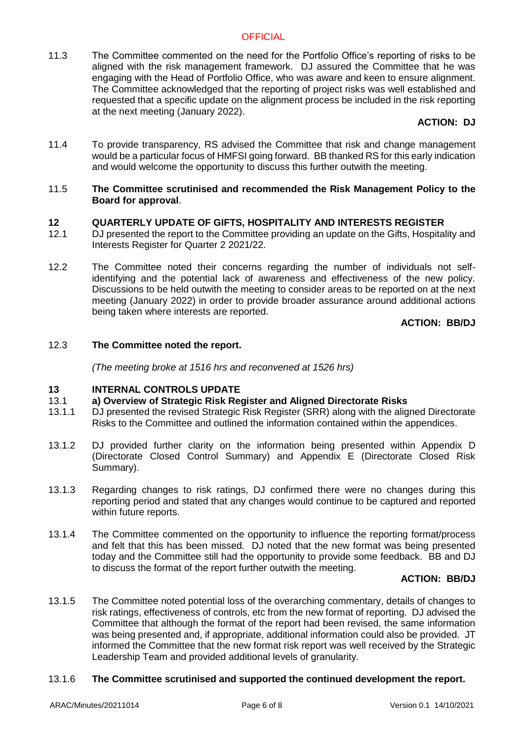11.3 The Committee commented on the need for the Portfolio Office's reporting of risks to be aligned with the risk management framework. DJ assured the Committee that he was engaging with the Head of Portfolio Office, who was aware and keen to ensure alignment. The Committee acknowledged that the reporting of project risks was well established and requested that a specific update on the alignment process be included in the risk reporting at the next meeting (January 2022).

**ACTION: DJ**

11.4 To provide transparency, RS advised the Committee that risk and change management would be a particular focus of HMFSI going forward. BB thanked RS for this early indication and would welcome the opportunity to discuss this further outwith the meeting.

11.5 **The Committee scrutinised and recommended the Risk Management Policy to the Board for approval**.

## 12 QUARTERLY UPDATE OF GIFTS, HOSPITALITY AND INTERESTS REGISTER

12.1 DJ presented the report to the Committee providing an update on the Gifts, Hospitality and Interests Register for Quarter 2 2021/22.

12.2 The Committee noted their concerns regarding the number of individuals not self-identifying and the potential lack of awareness and effectiveness of the new policy. Discussions to be held outwith the meeting to consider areas to be reported on at the next meeting (January 2022) in order to provide broader assurance around additional actions being taken where interests are reported.

**ACTION: BB/DJ**

12.3 **The Committee noted the report.**

*(The meeting broke at 1516 hrs and reconvened at 1526 hrs)*

## 13 INTERNAL CONTROLS UPDATE

### 13.1 a) Overview of Strategic Risk Register and Aligned Directorate Risks

13.1.1 DJ presented the revised Strategic Risk Register (SRR) along with the aligned Directorate Risks to the Committee and outlined the information contained within the appendices.

13.1.2 DJ provided further clarity on the information being presented within Appendix D (Directorate Closed Control Summary) and Appendix E (Directorate Closed Risk Summary).

13.1.3 Regarding changes to risk ratings, DJ confirmed there were no changes during this reporting period and stated that any changes would continue to be captured and reported within future reports.

13.1.4 The Committee commented on the opportunity to influence the reporting format/process and felt that this has been missed. DJ noted that the new format was being presented today and the Committee still had the opportunity to provide some feedback. BB and DJ to discuss the format of the report further outwith the meeting.

**ACTION: BB/DJ**

13.1.5 The Committee noted potential loss of the overarching commentary, details of changes to risk ratings, effectiveness of controls, etc from the new format of reporting. DJ advised the Committee that although the format of the report had been revised, the same information was being presented and, if appropriate, additional information could also be provided. JT informed the Committee that the new format risk report was well received by the Strategic Leadership Team and provided additional levels of granularity.

13.1.6 **The Committee scrutinised and supported the continued development the report.**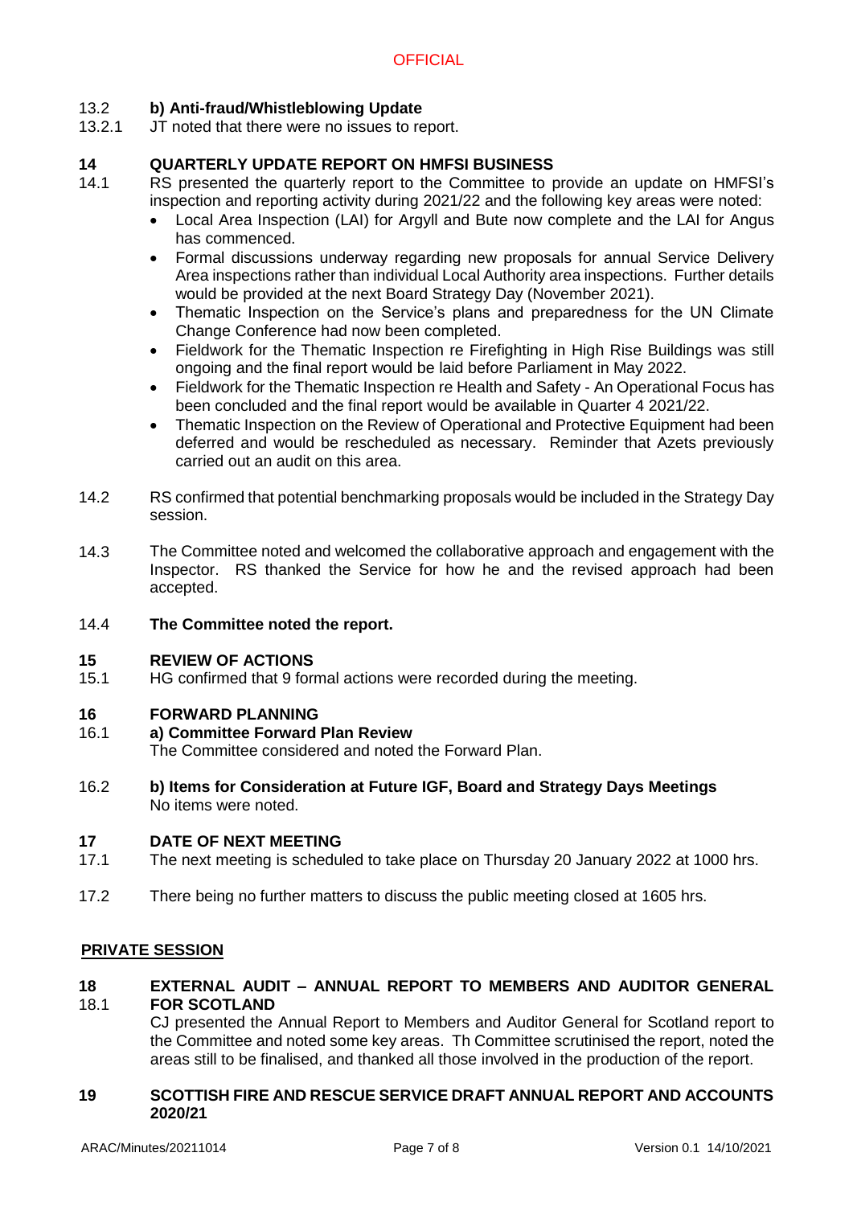13.2 **b) Anti-fraud/Whistleblowing Update**

13.2.1 JT noted that there were no issues to report.

## 14 QUARTERLY UPDATE REPORT ON HMFSI BUSINESS

14.1 RS presented the quarterly report to the Committee to provide an update on HMFSI's inspection and reporting activity during 2021/22 and the following key areas were noted:

- Local Area Inspection (LAI) for Argyll and Bute now complete and the LAI for Angus has commenced.
- Formal discussions underway regarding new proposals for annual Service Delivery Area inspections rather than individual Local Authority area inspections. Further details would be provided at the next Board Strategy Day (November 2021).
- Thematic Inspection on the Service's plans and preparedness for the UN Climate Change Conference had now been completed.
- Fieldwork for the Thematic Inspection re Firefighting in High Rise Buildings was still ongoing and the final report would be laid before Parliament in May 2022.
- Fieldwork for the Thematic Inspection re Health and Safety - An Operational Focus has been concluded and the final report would be available in Quarter 4 2021/22.
- Thematic Inspection on the Review of Operational and Protective Equipment had been deferred and would be rescheduled as necessary. Reminder that Azets previously carried out an audit on this area.

14.2 RS confirmed that potential benchmarking proposals would be included in the Strategy Day session.

14.3 The Committee noted and welcomed the collaborative approach and engagement with the Inspector. RS thanked the Service for how he and the revised approach had been accepted.

14.4 **The Committee noted the report.**

## 15 REVIEW OF ACTIONS

15.1 HG confirmed that 9 formal actions were recorded during the meeting.

## 16 FORWARD PLANNING

16.1 **a) Committee Forward Plan Review**

The Committee considered and noted the Forward Plan.

16.2 **b) Items for Consideration at Future IGF, Board and Strategy Days Meetings**

No items were noted.

## 17 DATE OF NEXT MEETING

17.1 The next meeting is scheduled to take place on Thursday 20 January 2022 at 1000 hrs.

17.2 There being no further matters to discuss the public meeting closed at 1605 hrs.

## PRIVATE SESSION

## 18 EXTERNAL AUDIT – ANNUAL REPORT TO MEMBERS AND AUDITOR GENERAL FOR SCOTLAND

18.1 CJ presented the Annual Report to Members and Auditor General for Scotland report to the Committee and noted some key areas. Th Committee scrutinised the report, noted the areas still to be finalised, and thanked all those involved in the production of the report.

## 19 SCOTTISH FIRE AND RESCUE SERVICE DRAFT ANNUAL REPORT AND ACCOUNTS 2020/21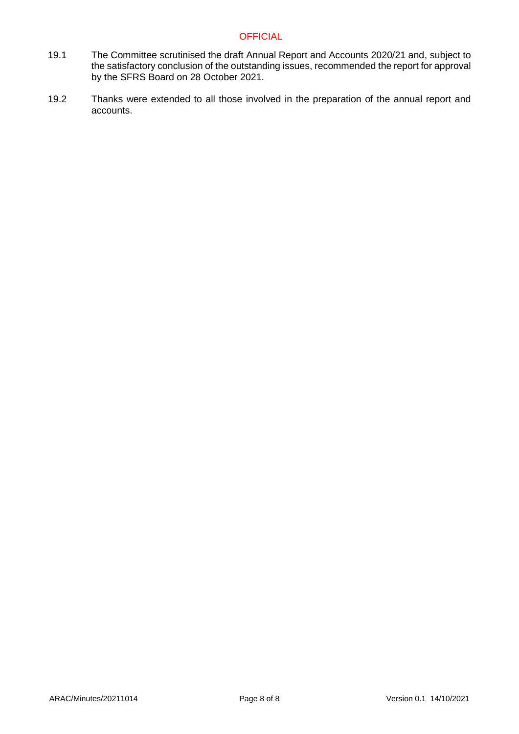19.1 The Committee scrutinised the draft Annual Report and Accounts 2020/21 and, subject to the satisfactory conclusion of the outstanding issues, recommended the report for approval by the SFRS Board on 28 October 2021.

19.2 Thanks were extended to all those involved in the preparation of the annual report and accounts.